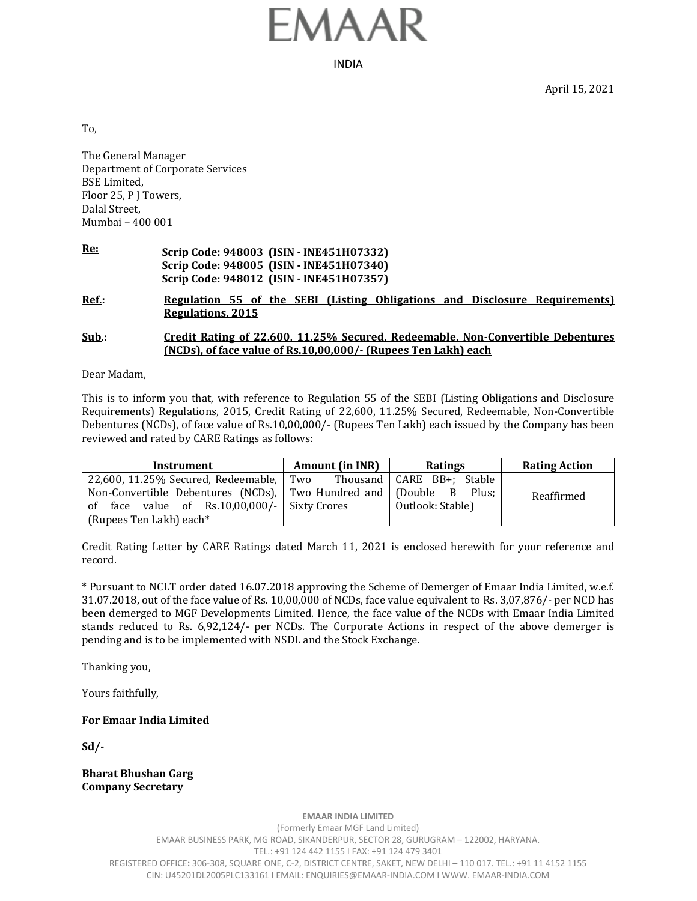# EMAAR

INDIA

April 15, 2021

To,

The General Manager
Department of Corporate Services
BSE Limited,
Floor 25, P J Towers,
Dalal Street,
Mumbai – 400 001

**Re:** **Scrip Code: 948003 (ISIN - INE451H07332)**
**Scrip Code: 948005 (ISIN - INE451H07340)**
**Scrip Code: 948012 (ISIN - INE451H07357)**

**Ref.:** **Regulation 55 of the SEBI (Listing Obligations and Disclosure Requirements) Regulations, 2015**

**Sub.:** **Credit Rating of 22,600, 11.25% Secured, Redeemable, Non-Convertible Debentures (NCDs), of face value of Rs.10,00,000/- (Rupees Ten Lakh) each**

Dear Madam,

This is to inform you that, with reference to Regulation 55 of the SEBI (Listing Obligations and Disclosure Requirements) Regulations, 2015, Credit Rating of 22,600, 11.25% Secured, Redeemable, Non-Convertible Debentures (NCDs), of face value of Rs.10,00,000/- (Rupees Ten Lakh) each issued by the Company has been reviewed and rated by CARE Ratings as follows:

| Instrument | Amount (in INR) | Ratings | Rating Action |
|---|---|---|---|
| 22,600, 11.25% Secured, Redeemable, Non-Convertible Debentures (NCDs), of face value of Rs.10,00,000/- (Rupees Ten Lakh) each* | Two Thousand Two Hundred and Sixty Crores | CARE BB+; Stable (Double B Plus; Outlook: Stable) | Reaffirmed |

Credit Rating Letter by CARE Ratings dated March 11, 2021 is enclosed herewith for your reference and record.

* Pursuant to NCLT order dated 16.07.2018 approving the Scheme of Demerger of Emaar India Limited, w.e.f. 31.07.2018, out of the face value of Rs. 10,00,000 of NCDs, face value equivalent to Rs. 3,07,876/- per NCD has been demerged to MGF Developments Limited. Hence, the face value of the NCDs with Emaar India Limited stands reduced to Rs. 6,92,124/- per NCDs. The Corporate Actions in respect of the above demerger is pending and is to be implemented with NSDL and the Stock Exchange.

Thanking you,

Yours faithfully,

**For Emaar India Limited**

**Sd/-**

**Bharat Bhushan Garg**
**Company Secretary**

**EMAAR INDIA LIMITED**
(Formerly Emaar MGF Land Limited)
EMAAR BUSINESS PARK, MG ROAD, SIKANDERPUR, SECTOR 28, GURUGRAM – 122002, HARYANA.
TEL.: +91 124 442 1155 I FAX: +91 124 479 3401
REGISTERED OFFICE: 306-308, SQUARE ONE, C-2, DISTRICT CENTRE, SAKET, NEW DELHI – 110 017. TEL.: +91 11 4152 1155
CIN: U45201DL2005PLC133161 I EMAIL: ENQUIRIES@EMAAR-INDIA.COM I WWW. EMAAR-INDIA.COM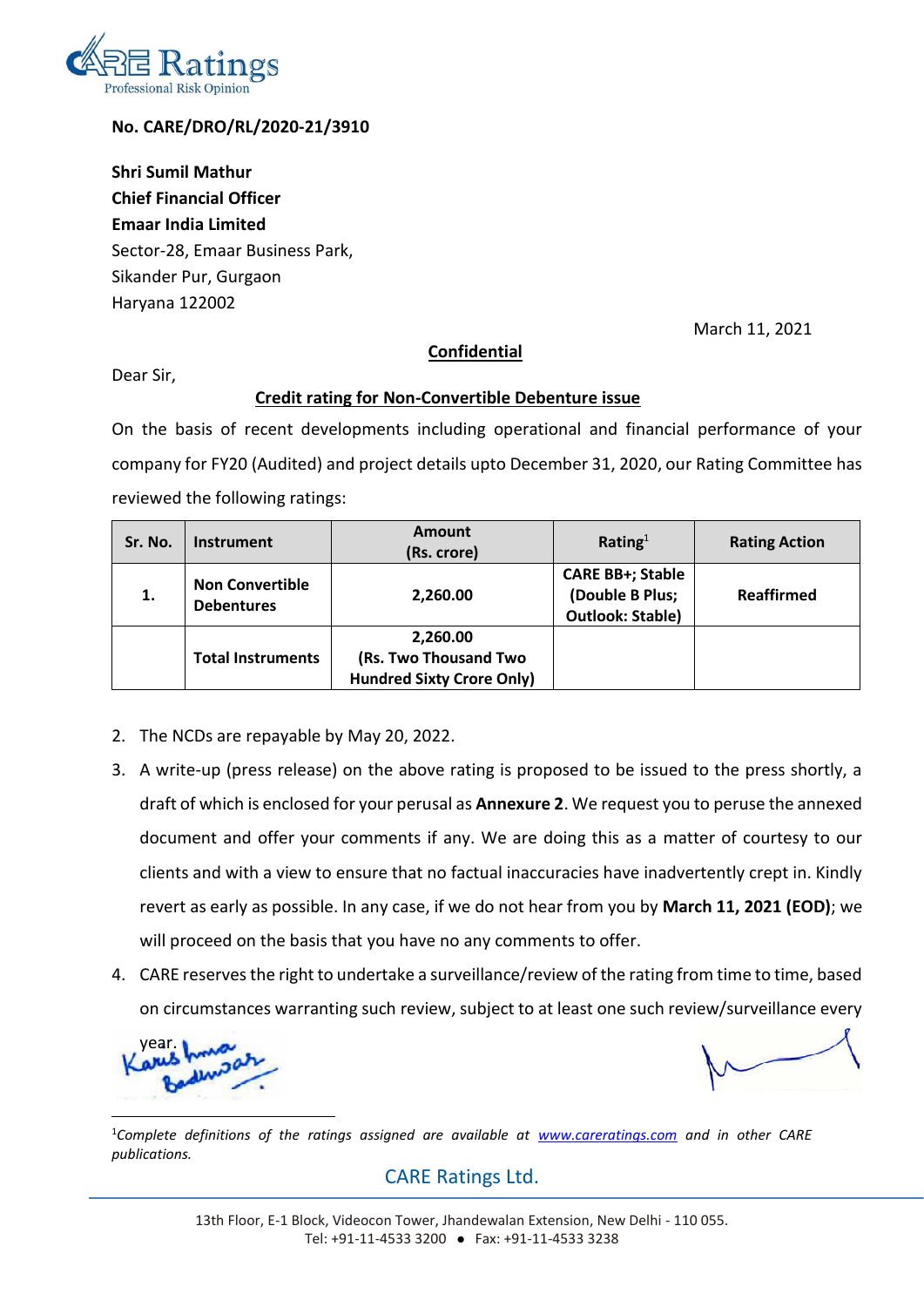No. CARE/DRO/RL/2020-21/3910

**Shri Sumil Mathur**
**Chief Financial Officer**
**Emaar India Limited**
Sector-28, Emaar Business Park,
Sikander Pur, Gurgaon
Haryana 122002

March 11, 2021

**Confidential**

Dear Sir,

**Credit rating for Non-Convertible Debenture issue**

On the basis of recent developments including operational and financial performance of your company for FY20 (Audited) and project details upto December 31, 2020, our Rating Committee has reviewed the following ratings:

| Sr. No. | Instrument | Amount (Rs. crore) | Rating[1] | Rating Action |
|---|---|---|---|---|
| 1. | Non Convertible Debentures | 2,260.00 | CARE BB+; Stable (Double B Plus; Outlook: Stable) | Reaffirmed |
| | Total Instruments | 2,260.00 (Rs. Two Thousand Two Hundred Sixty Crore Only) | | |

2. The NCDs are repayable by May 20, 2022.
3. A write-up (press release) on the above rating is proposed to be issued to the press shortly, a draft of which is enclosed for your perusal as **Annexure 2**. We request you to peruse the annexed document and offer your comments if any. We are doing this as a matter of courtesy to our clients and with a view to ensure that no factual inaccuracies have inadvertently crept in. Kindly revert as early as possible. In any case, if we do not hear from you by **March 11, 2021 (EOD)**; we will proceed on the basis that you have no any comments to offer.
4. CARE reserves the right to undertake a surveillance/review of the rating from time to time, based on circumstances warranting such review, subject to at least one such review/surveillance every year.

[1]*Complete definitions of the ratings assigned are available at www.careratings.com and in other CARE publications.*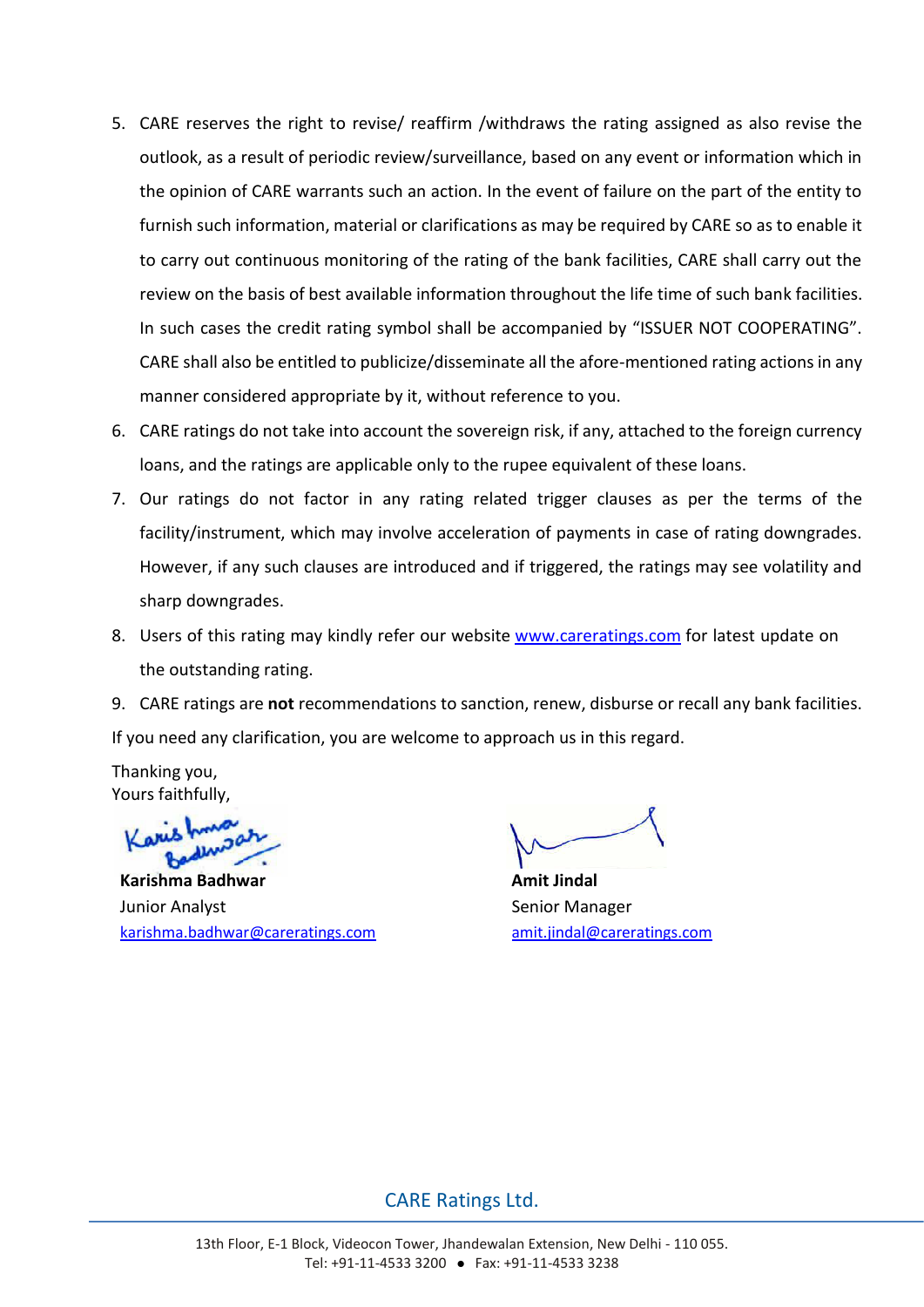5. CARE reserves the right to revise/ reaffirm /withdraws the rating assigned as also revise the outlook, as a result of periodic review/surveillance, based on any event or information which in the opinion of CARE warrants such an action. In the event of failure on the part of the entity to furnish such information, material or clarifications as may be required by CARE so as to enable it to carry out continuous monitoring of the rating of the bank facilities, CARE shall carry out the review on the basis of best available information throughout the life time of such bank facilities. In such cases the credit rating symbol shall be accompanied by "ISSUER NOT COOPERATING". CARE shall also be entitled to publicize/disseminate all the afore-mentioned rating actions in any manner considered appropriate by it, without reference to you.
6. CARE ratings do not take into account the sovereign risk, if any, attached to the foreign currency loans, and the ratings are applicable only to the rupee equivalent of these loans.
7. Our ratings do not factor in any rating related trigger clauses as per the terms of the facility/instrument, which may involve acceleration of payments in case of rating downgrades. However, if any such clauses are introduced and if triggered, the ratings may see volatility and sharp downgrades.
8. Users of this rating may kindly refer our website [www.careratings.com](http://www.careratings.com) for latest update on the outstanding rating.
9. CARE ratings are **not** recommendations to sanction, renew, disburse or recall any bank facilities.

If you need any clarification, you are welcome to approach us in this regard.

Thanking you,
Yours faithfully,

**Karishma Badhwar**
Junior Analyst
karishma.badhwar@careratings.com

**Amit Jindal**
Senior Manager
amit.jindal@careratings.com

CARE Ratings Ltd.

13th Floor, E-1 Block, Videocon Tower, Jhandewalan Extension, New Delhi - 110 055.
Tel: +91-11-4533 3200 ● Fax: +91-11-4533 3238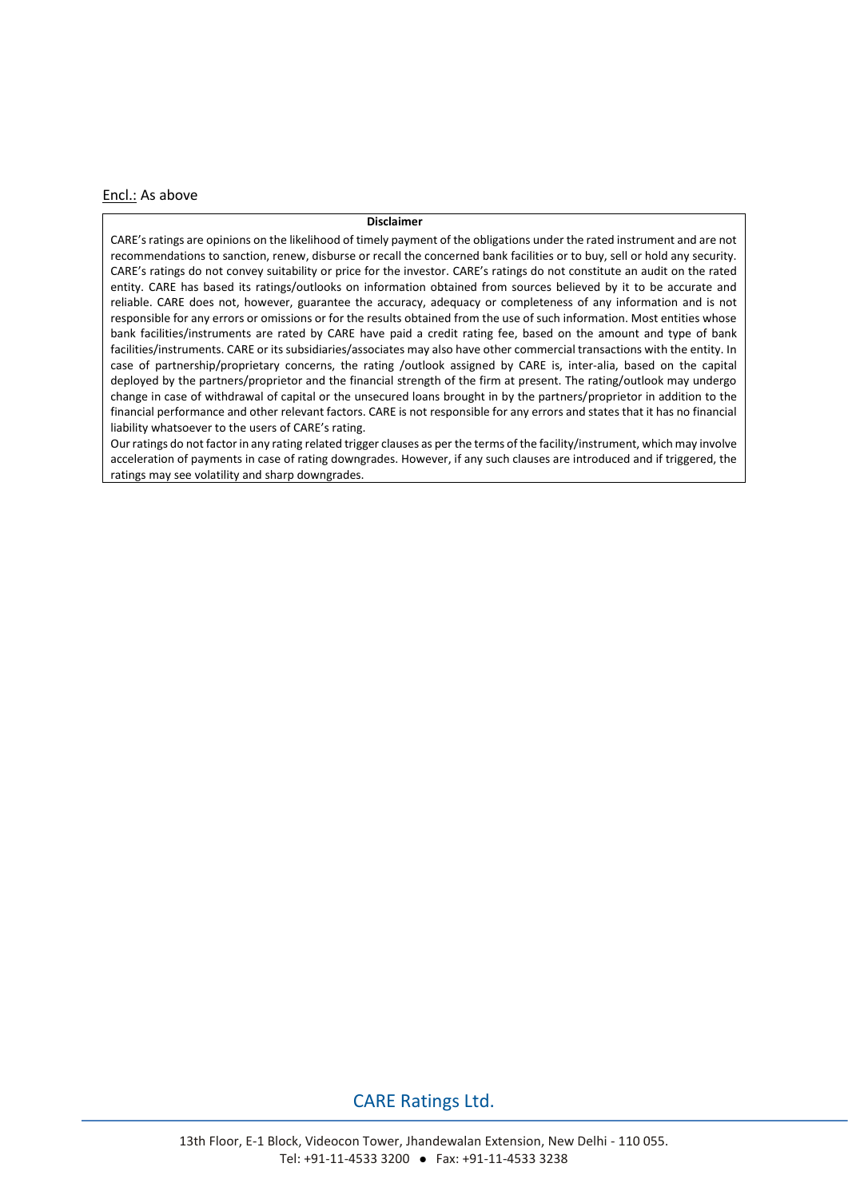Encl.: As above

**Disclaimer**

CARE's ratings are opinions on the likelihood of timely payment of the obligations under the rated instrument and are not recommendations to sanction, renew, disburse or recall the concerned bank facilities or to buy, sell or hold any security. CARE's ratings do not convey suitability or price for the investor. CARE's ratings do not constitute an audit on the rated entity. CARE has based its ratings/outlooks on information obtained from sources believed by it to be accurate and reliable. CARE does not, however, guarantee the accuracy, adequacy or completeness of any information and is not responsible for any errors or omissions or for the results obtained from the use of such information. Most entities whose bank facilities/instruments are rated by CARE have paid a credit rating fee, based on the amount and type of bank facilities/instruments. CARE or its subsidiaries/associates may also have other commercial transactions with the entity. In case of partnership/proprietary concerns, the rating /outlook assigned by CARE is, inter-alia, based on the capital deployed by the partners/proprietor and the financial strength of the firm at present. The rating/outlook may undergo change in case of withdrawal of capital or the unsecured loans brought in by the partners/proprietor in addition to the financial performance and other relevant factors. CARE is not responsible for any errors and states that it has no financial liability whatsoever to the users of CARE's rating.

Our ratings do not factor in any rating related trigger clauses as per the terms of the facility/instrument, which may involve acceleration of payments in case of rating downgrades. However, if any such clauses are introduced and if triggered, the ratings may see volatility and sharp downgrades.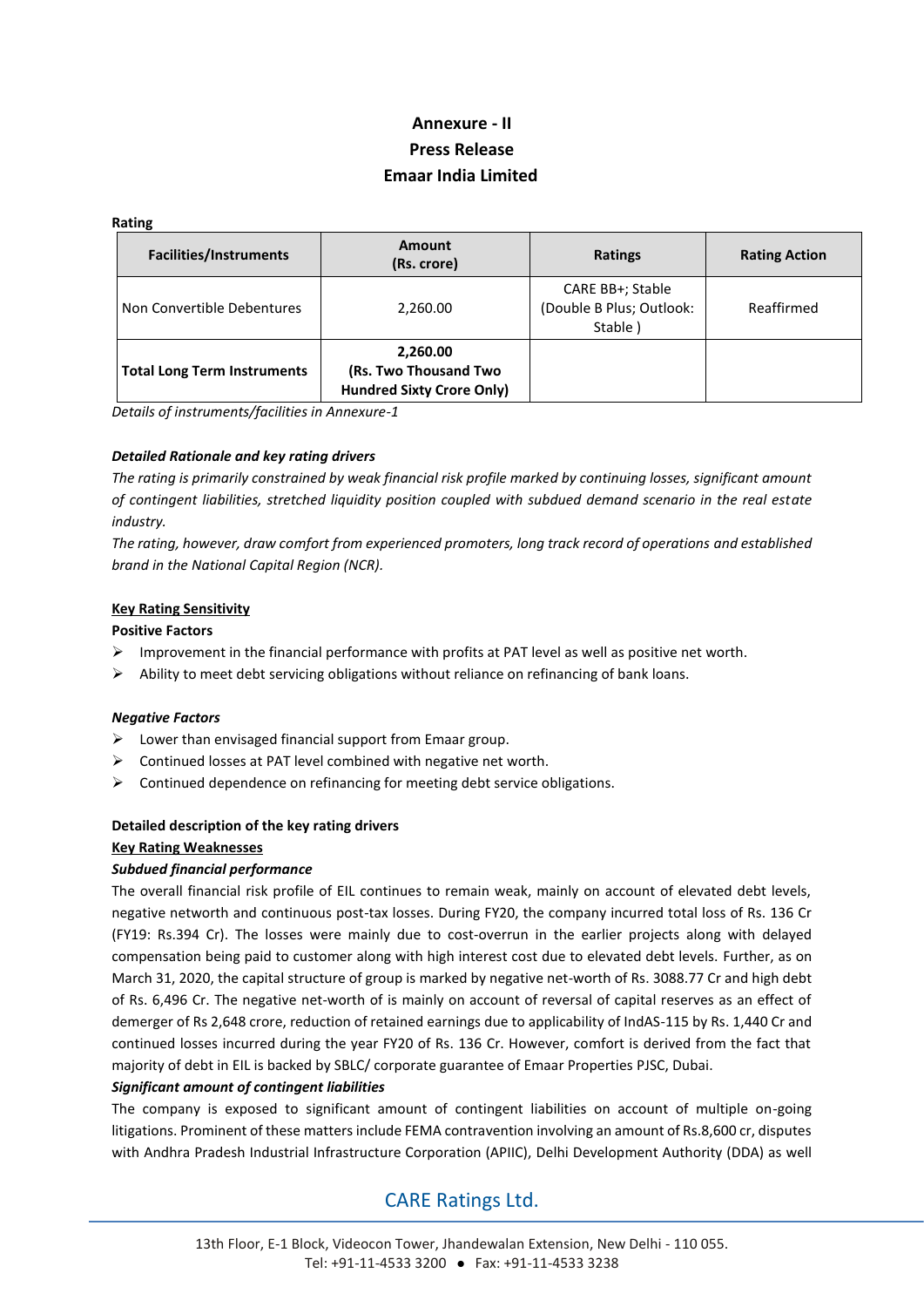**Annexure - II**

**Press Release**

**Emaar India Limited**

**Rating**

| Facilities/Instruments | Amount (Rs. crore) | Ratings | Rating Action |
|---|---|---|---|
| Non Convertible Debentures | 2,260.00 | CARE BB+; Stable (Double B Plus; Outlook: Stable ) | Reaffirmed |
| **Total Long Term Instruments** | **2,260.00 (Rs. Two Thousand Two Hundred Sixty Crore Only)** | | |

*Details of instruments/facilities in Annexure-1*

***Detailed Rationale and key rating drivers***

*The rating is primarily constrained by weak financial risk profile marked by continuing losses, significant amount of contingent liabilities, stretched liquidity position coupled with subdued demand scenario in the real estate industry.*

*The rating, however, draw comfort from experienced promoters, long track record of operations and established brand in the National Capital Region (NCR).*

**Key Rating Sensitivity**

**Positive Factors**

- Improvement in the financial performance with profits at PAT level as well as positive net worth.
- Ability to meet debt servicing obligations without reliance on refinancing of bank loans.

***Negative Factors***

- Lower than envisaged financial support from Emaar group.
- Continued losses at PAT level combined with negative net worth.
- Continued dependence on refinancing for meeting debt service obligations.

**Detailed description of the key rating drivers**

**Key Rating Weaknesses**

***Subdued financial performance***

The overall financial risk profile of EIL continues to remain weak, mainly on account of elevated debt levels, negative networth and continuous post-tax losses. During FY20, the company incurred total loss of Rs. 136 Cr (FY19: Rs.394 Cr). The losses were mainly due to cost-overrun in the earlier projects along with delayed compensation being paid to customer along with high interest cost due to elevated debt levels. Further, as on March 31, 2020, the capital structure of group is marked by negative net-worth of Rs. 3088.77 Cr and high debt of Rs. 6,496 Cr. The negative net-worth of is mainly on account of reversal of capital reserves as an effect of demerger of Rs 2,648 crore, reduction of retained earnings due to applicability of IndAS-115 by Rs. 1,440 Cr and continued losses incurred during the year FY20 of Rs. 136 Cr. However, comfort is derived from the fact that majority of debt in EIL is backed by SBLC/ corporate guarantee of Emaar Properties PJSC, Dubai.

***Significant amount of contingent liabilities***

The company is exposed to significant amount of contingent liabilities on account of multiple on-going litigations. Prominent of these matters include FEMA contravention involving an amount of Rs.8,600 cr, disputes with Andhra Pradesh Industrial Infrastructure Corporation (APIIC), Delhi Development Authority (DDA) as well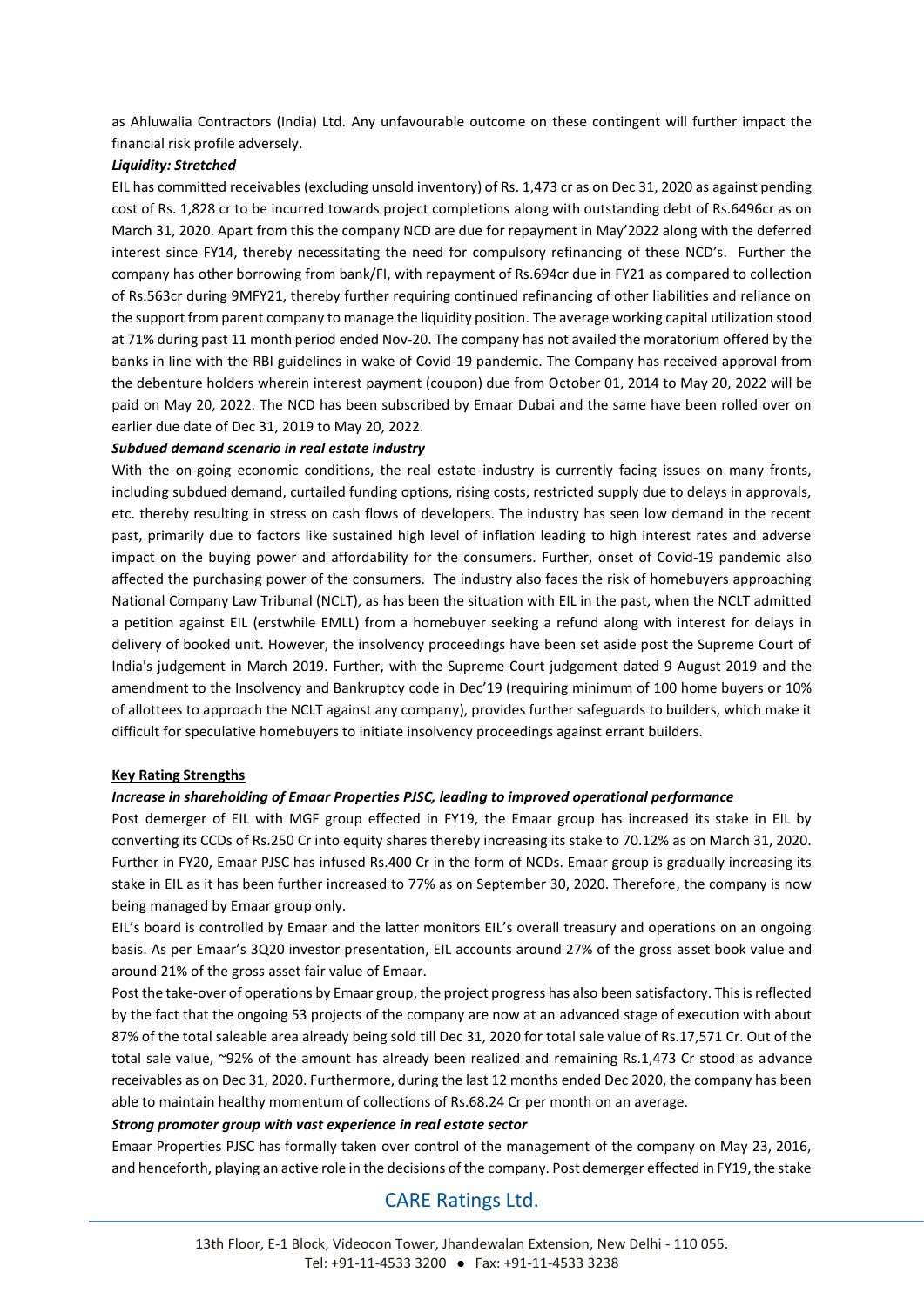as Ahluwalia Contractors (India) Ltd. Any unfavourable outcome on these contingent will further impact the financial risk profile adversely.

***Liquidity: Stretched***

EIL has committed receivables (excluding unsold inventory) of Rs. 1,473 cr as on Dec 31, 2020 as against pending cost of Rs. 1,828 cr to be incurred towards project completions along with outstanding debt of Rs.6496cr as on March 31, 2020. Apart from this the company NCD are due for repayment in May'2022 along with the deferred interest since FY14, thereby necessitating the need for compulsory refinancing of these NCD's. Further the company has other borrowing from bank/FI, with repayment of Rs.694cr due in FY21 as compared to collection of Rs.563cr during 9MFY21, thereby further requiring continued refinancing of other liabilities and reliance on the support from parent company to manage the liquidity position. The average working capital utilization stood at 71% during past 11 month period ended Nov-20. The company has not availed the moratorium offered by the banks in line with the RBI guidelines in wake of Covid-19 pandemic. The Company has received approval from the debenture holders wherein interest payment (coupon) due from October 01, 2014 to May 20, 2022 will be paid on May 20, 2022. The NCD has been subscribed by Emaar Dubai and the same have been rolled over on earlier due date of Dec 31, 2019 to May 20, 2022.

***Subdued demand scenario in real estate industry***

With the on-going economic conditions, the real estate industry is currently facing issues on many fronts, including subdued demand, curtailed funding options, rising costs, restricted supply due to delays in approvals, etc. thereby resulting in stress on cash flows of developers. The industry has seen low demand in the recent past, primarily due to factors like sustained high level of inflation leading to high interest rates and adverse impact on the buying power and affordability for the consumers. Further, onset of Covid-19 pandemic also affected the purchasing power of the consumers. The industry also faces the risk of homebuyers approaching National Company Law Tribunal (NCLT), as has been the situation with EIL in the past, when the NCLT admitted a petition against EIL (erstwhile EMLL) from a homebuyer seeking a refund along with interest for delays in delivery of booked unit. However, the insolvency proceedings have been set aside post the Supreme Court of India's judgement in March 2019. Further, with the Supreme Court judgement dated 9 August 2019 and the amendment to the Insolvency and Bankruptcy code in Dec'19 (requiring minimum of 100 home buyers or 10% of allottees to approach the NCLT against any company), provides further safeguards to builders, which make it difficult for speculative homebuyers to initiate insolvency proceedings against errant builders.

**Key Rating Strengths**

***Increase in shareholding of Emaar Properties PJSC, leading to improved operational performance***

Post demerger of EIL with MGF group effected in FY19, the Emaar group has increased its stake in EIL by converting its CCDs of Rs.250 Cr into equity shares thereby increasing its stake to 70.12% as on March 31, 2020. Further in FY20, Emaar PJSC has infused Rs.400 Cr in the form of NCDs. Emaar group is gradually increasing its stake in EIL as it has been further increased to 77% as on September 30, 2020. Therefore, the company is now being managed by Emaar group only.

EIL's board is controlled by Emaar and the latter monitors EIL's overall treasury and operations on an ongoing basis. As per Emaar's 3Q20 investor presentation, EIL accounts around 27% of the gross asset book value and around 21% of the gross asset fair value of Emaar.

Post the take-over of operations by Emaar group, the project progress has also been satisfactory. This is reflected by the fact that the ongoing 53 projects of the company are now at an advanced stage of execution with about 87% of the total saleable area already being sold till Dec 31, 2020 for total sale value of Rs.17,571 Cr. Out of the total sale value, ~92% of the amount has already been realized and remaining Rs.1,473 Cr stood as advance receivables as on Dec 31, 2020. Furthermore, during the last 12 months ended Dec 2020, the company has been able to maintain healthy momentum of collections of Rs.68.24 Cr per month on an average.

***Strong promoter group with vast experience in real estate sector***

Emaar Properties PJSC has formally taken over control of the management of the company on May 23, 2016, and henceforth, playing an active role in the decisions of the company. Post demerger effected in FY19, the stake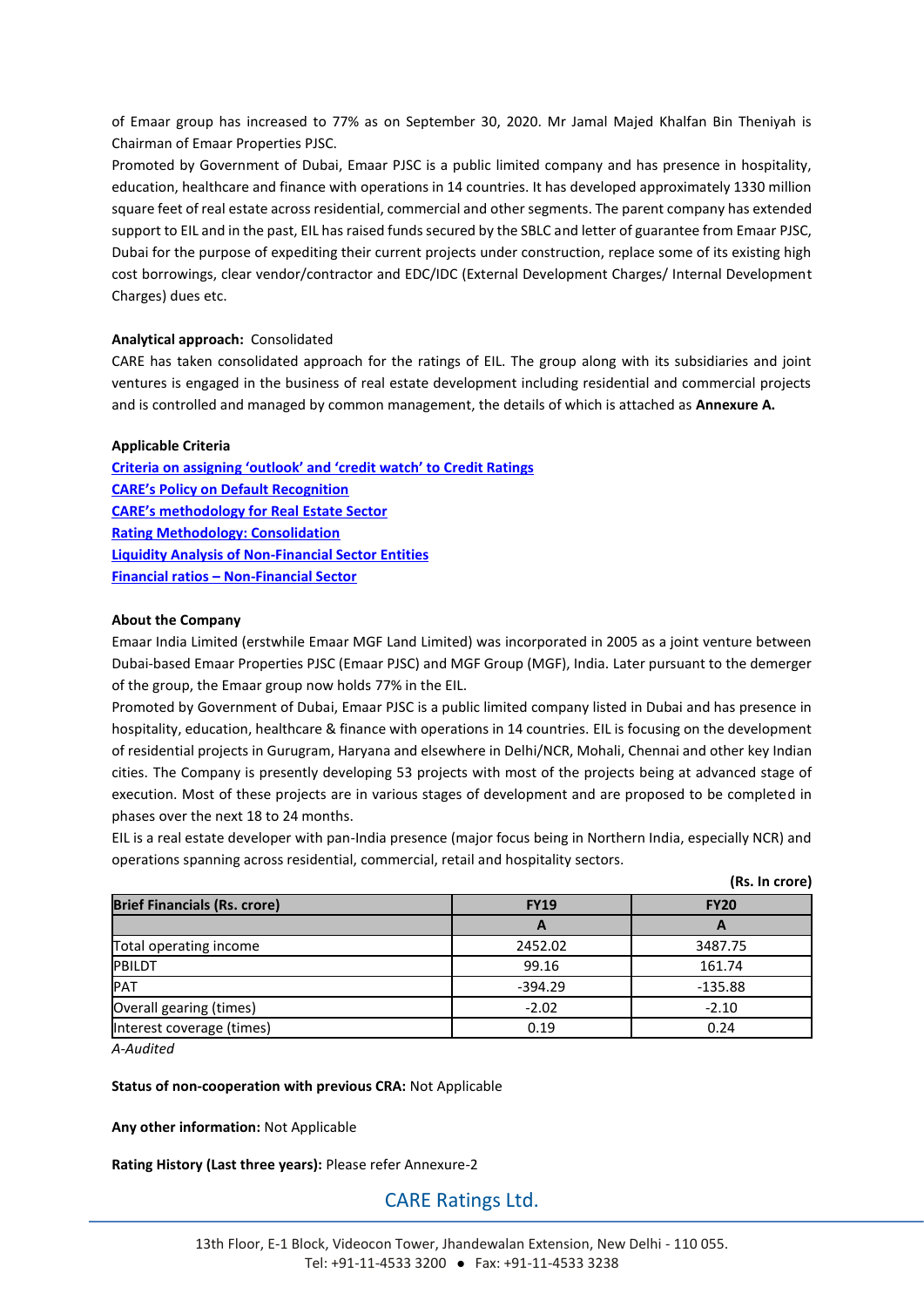of Emaar group has increased to 77% as on September 30, 2020. Mr Jamal Majed Khalfan Bin Theniyah is Chairman of Emaar Properties PJSC.

Promoted by Government of Dubai, Emaar PJSC is a public limited company and has presence in hospitality, education, healthcare and finance with operations in 14 countries. It has developed approximately 1330 million square feet of real estate across residential, commercial and other segments. The parent company has extended support to EIL and in the past, EIL has raised funds secured by the SBLC and letter of guarantee from Emaar PJSC, Dubai for the purpose of expediting their current projects under construction, replace some of its existing high cost borrowings, clear vendor/contractor and EDC/IDC (External Development Charges/ Internal Development Charges) dues etc.

**Analytical approach:** Consolidated

CARE has taken consolidated approach for the ratings of EIL. The group along with its subsidiaries and joint ventures is engaged in the business of real estate development including residential and commercial projects and is controlled and managed by common management, the details of which is attached as **Annexure A.**

**Applicable Criteria**

**Criteria on assigning 'outlook' and 'credit watch' to Credit Ratings**
**CARE's Policy on Default Recognition**
**CARE's methodology for Real Estate Sector**
**Rating Methodology: Consolidation**
**Liquidity Analysis of Non-Financial Sector Entities**
**Financial ratios – Non-Financial Sector**

**About the Company**

Emaar India Limited (erstwhile Emaar MGF Land Limited) was incorporated in 2005 as a joint venture between Dubai-based Emaar Properties PJSC (Emaar PJSC) and MGF Group (MGF), India. Later pursuant to the demerger of the group, the Emaar group now holds 77% in the EIL.

Promoted by Government of Dubai, Emaar PJSC is a public limited company listed in Dubai and has presence in hospitality, education, healthcare & finance with operations in 14 countries. EIL is focusing on the development of residential projects in Gurugram, Haryana and elsewhere in Delhi/NCR, Mohali, Chennai and other key Indian cities. The Company is presently developing 53 projects with most of the projects being at advanced stage of execution. Most of these projects are in various stages of development and are proposed to be completed in phases over the next 18 to 24 months.

EIL is a real estate developer with pan-India presence (major focus being in Northern India, especially NCR) and operations spanning across residential, commercial, retail and hospitality sectors.

**(Rs. In crore)**

| Brief Financials (Rs. crore) | FY19 | FY20 |
|---|---|---|
| | A | A |
| Total operating income | 2452.02 | 3487.75 |
| PBILDT | 99.16 | 161.74 |
| PAT | -394.29 | -135.88 |
| Overall gearing (times) | -2.02 | -2.10 |
| Interest coverage (times) | 0.19 | 0.24 |

*A-Audited*

**Status of non-cooperation with previous CRA:** Not Applicable

**Any other information:** Not Applicable

**Rating History (Last three years):** Please refer Annexure-2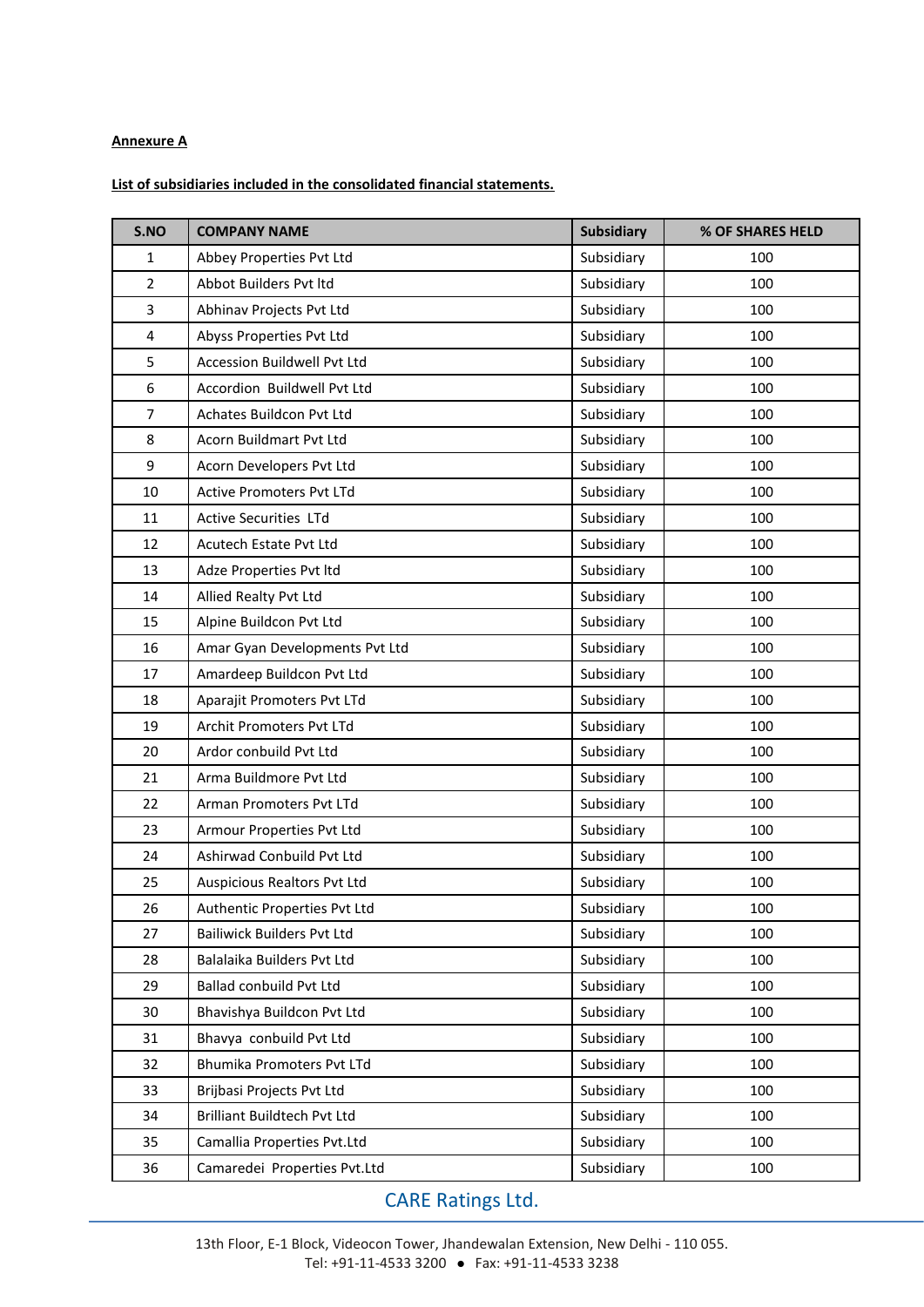**Annexure A**

**List of subsidiaries included in the consolidated financial statements.**

| S.NO | COMPANY NAME | Subsidiary | % OF SHARES HELD |
|---|---|---|---|
| 1 | Abbey Properties Pvt Ltd | Subsidiary | 100 |
| 2 | Abbot Builders Pvt ltd | Subsidiary | 100 |
| 3 | Abhinav Projects Pvt Ltd | Subsidiary | 100 |
| 4 | Abyss Properties Pvt Ltd | Subsidiary | 100 |
| 5 | Accession Buildwell Pvt Ltd | Subsidiary | 100 |
| 6 | Accordion Buildwell Pvt Ltd | Subsidiary | 100 |
| 7 | Achates Buildcon Pvt Ltd | Subsidiary | 100 |
| 8 | Acorn Buildmart Pvt Ltd | Subsidiary | 100 |
| 9 | Acorn Developers Pvt Ltd | Subsidiary | 100 |
| 10 | Active Promoters Pvt LTd | Subsidiary | 100 |
| 11 | Active Securities LTd | Subsidiary | 100 |
| 12 | Acutech Estate Pvt Ltd | Subsidiary | 100 |
| 13 | Adze Properties Pvt ltd | Subsidiary | 100 |
| 14 | Allied Realty Pvt Ltd | Subsidiary | 100 |
| 15 | Alpine Buildcon Pvt Ltd | Subsidiary | 100 |
| 16 | Amar Gyan Developments Pvt Ltd | Subsidiary | 100 |
| 17 | Amardeep Buildcon Pvt Ltd | Subsidiary | 100 |
| 18 | Aparajit Promoters Pvt LTd | Subsidiary | 100 |
| 19 | Archit Promoters Pvt LTd | Subsidiary | 100 |
| 20 | Ardor conbuild Pvt Ltd | Subsidiary | 100 |
| 21 | Arma Buildmore Pvt Ltd | Subsidiary | 100 |
| 22 | Arman Promoters Pvt LTd | Subsidiary | 100 |
| 23 | Armour Properties Pvt Ltd | Subsidiary | 100 |
| 24 | Ashirwad Conbuild Pvt Ltd | Subsidiary | 100 |
| 25 | Auspicious Realtors Pvt Ltd | Subsidiary | 100 |
| 26 | Authentic Properties Pvt Ltd | Subsidiary | 100 |
| 27 | Bailiwick Builders Pvt Ltd | Subsidiary | 100 |
| 28 | Balalaika Builders Pvt Ltd | Subsidiary | 100 |
| 29 | Ballad conbuild Pvt Ltd | Subsidiary | 100 |
| 30 | Bhavishya Buildcon Pvt Ltd | Subsidiary | 100 |
| 31 | Bhavya conbuild Pvt Ltd | Subsidiary | 100 |
| 32 | Bhumika Promoters Pvt LTd | Subsidiary | 100 |
| 33 | Brijbasi Projects Pvt Ltd | Subsidiary | 100 |
| 34 | Brilliant Buildtech Pvt Ltd | Subsidiary | 100 |
| 35 | Camallia Properties Pvt.Ltd | Subsidiary | 100 |
| 36 | Camaredei Properties Pvt.Ltd | Subsidiary | 100 |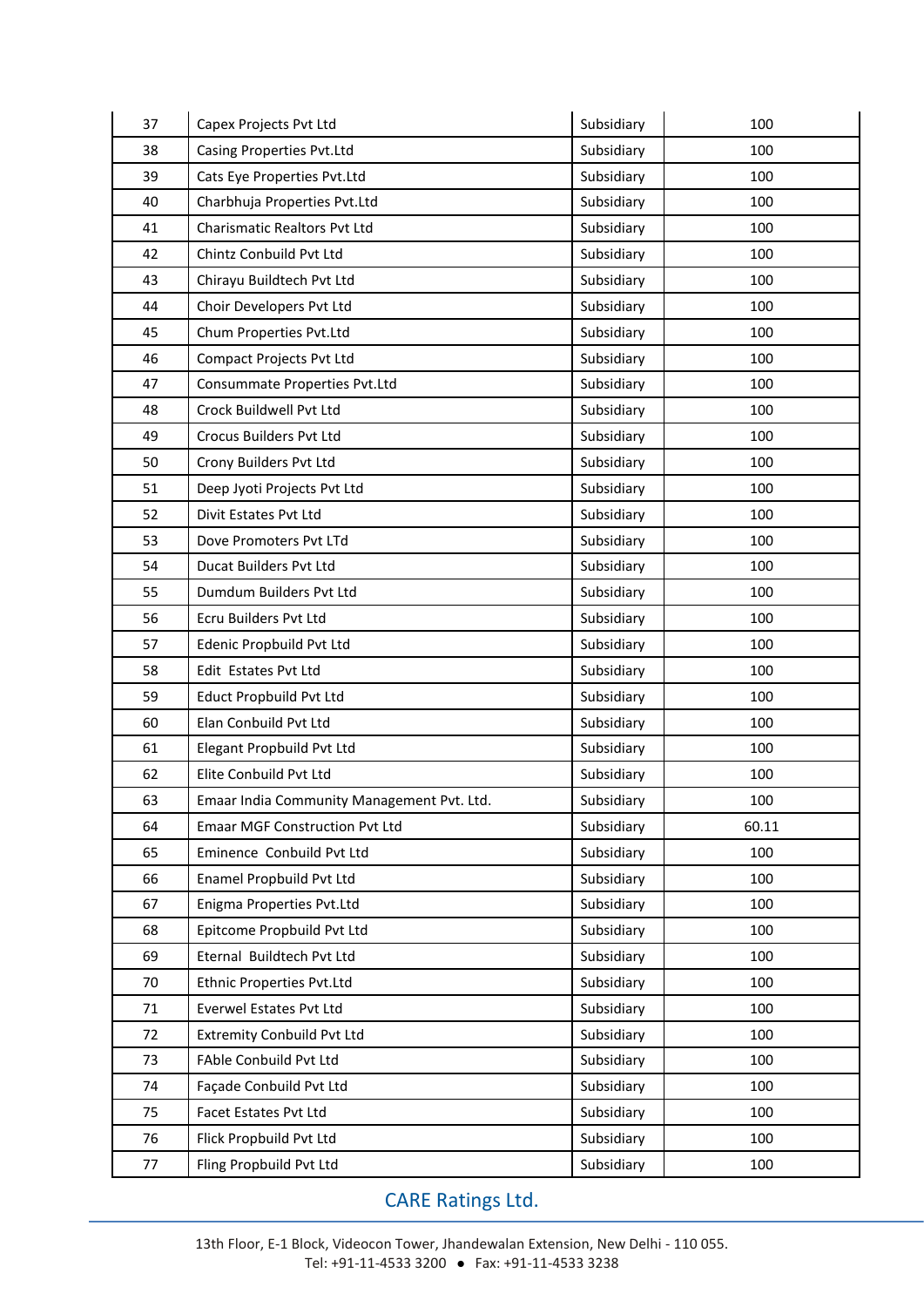| | | | |
|---|---|---|---|
| 37 | Capex Projects Pvt Ltd | Subsidiary | 100 |
| 38 | Casing Properties Pvt.Ltd | Subsidiary | 100 |
| 39 | Cats Eye Properties Pvt.Ltd | Subsidiary | 100 |
| 40 | Charbhuja Properties Pvt.Ltd | Subsidiary | 100 |
| 41 | Charismatic Realtors Pvt Ltd | Subsidiary | 100 |
| 42 | Chintz Conbuild Pvt Ltd | Subsidiary | 100 |
| 43 | Chirayu Buildtech Pvt Ltd | Subsidiary | 100 |
| 44 | Choir Developers Pvt Ltd | Subsidiary | 100 |
| 45 | Chum Properties Pvt.Ltd | Subsidiary | 100 |
| 46 | Compact Projects Pvt Ltd | Subsidiary | 100 |
| 47 | Consummate Properties Pvt.Ltd | Subsidiary | 100 |
| 48 | Crock Buildwell Pvt Ltd | Subsidiary | 100 |
| 49 | Crocus Builders Pvt Ltd | Subsidiary | 100 |
| 50 | Crony Builders Pvt Ltd | Subsidiary | 100 |
| 51 | Deep Jyoti Projects Pvt Ltd | Subsidiary | 100 |
| 52 | Divit Estates Pvt Ltd | Subsidiary | 100 |
| 53 | Dove Promoters Pvt LTd | Subsidiary | 100 |
| 54 | Ducat Builders Pvt Ltd | Subsidiary | 100 |
| 55 | Dumdum Builders Pvt Ltd | Subsidiary | 100 |
| 56 | Ecru Builders Pvt Ltd | Subsidiary | 100 |
| 57 | Edenic Propbuild Pvt Ltd | Subsidiary | 100 |
| 58 | Edit Estates Pvt Ltd | Subsidiary | 100 |
| 59 | Educt Propbuild Pvt Ltd | Subsidiary | 100 |
| 60 | Elan Conbuild Pvt Ltd | Subsidiary | 100 |
| 61 | Elegant Propbuild Pvt Ltd | Subsidiary | 100 |
| 62 | Elite Conbuild Pvt Ltd | Subsidiary | 100 |
| 63 | Emaar India Community Management Pvt. Ltd. | Subsidiary | 100 |
| 64 | Emaar MGF Construction Pvt Ltd | Subsidiary | 60.11 |
| 65 | Eminence Conbuild Pvt Ltd | Subsidiary | 100 |
| 66 | Enamel Propbuild Pvt Ltd | Subsidiary | 100 |
| 67 | Enigma Properties Pvt.Ltd | Subsidiary | 100 |
| 68 | Epitcome Propbuild Pvt Ltd | Subsidiary | 100 |
| 69 | Eternal Buildtech Pvt Ltd | Subsidiary | 100 |
| 70 | Ethnic Properties Pvt.Ltd | Subsidiary | 100 |
| 71 | Everwel Estates Pvt Ltd | Subsidiary | 100 |
| 72 | Extremity Conbuild Pvt Ltd | Subsidiary | 100 |
| 73 | FAble Conbuild Pvt Ltd | Subsidiary | 100 |
| 74 | Façade Conbuild Pvt Ltd | Subsidiary | 100 |
| 75 | Facet Estates Pvt Ltd | Subsidiary | 100 |
| 76 | Flick Propbuild Pvt Ltd | Subsidiary | 100 |
| 77 | Fling Propbuild Pvt Ltd | Subsidiary | 100 |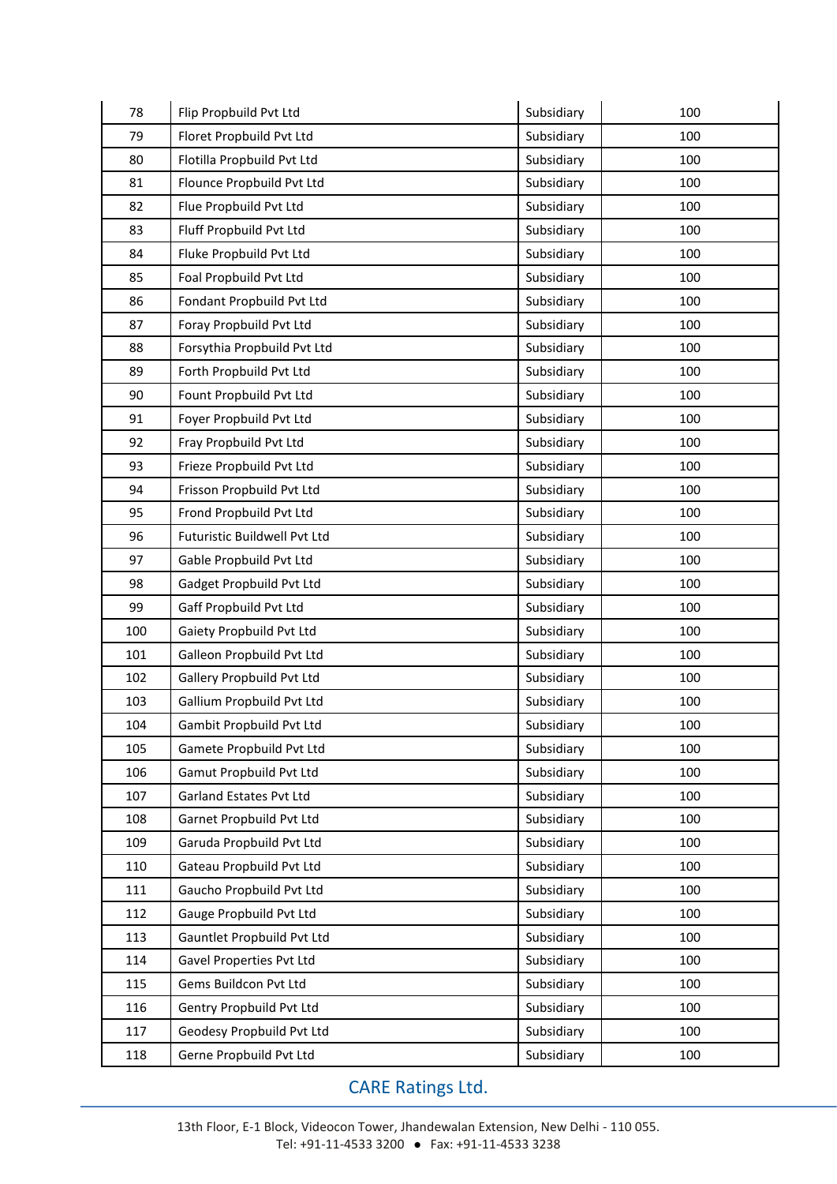| | | | |
|---|---|---|---|
| 78 | Flip Propbuild Pvt Ltd | Subsidiary | 100 |
| 79 | Floret Propbuild Pvt Ltd | Subsidiary | 100 |
| 80 | Flotilla Propbuild Pvt Ltd | Subsidiary | 100 |
| 81 | Flounce Propbuild Pvt Ltd | Subsidiary | 100 |
| 82 | Flue Propbuild Pvt Ltd | Subsidiary | 100 |
| 83 | Fluff Propbuild Pvt Ltd | Subsidiary | 100 |
| 84 | Fluke Propbuild Pvt Ltd | Subsidiary | 100 |
| 85 | Foal Propbuild Pvt Ltd | Subsidiary | 100 |
| 86 | Fondant Propbuild Pvt Ltd | Subsidiary | 100 |
| 87 | Foray Propbuild Pvt Ltd | Subsidiary | 100 |
| 88 | Forsythia Propbuild Pvt Ltd | Subsidiary | 100 |
| 89 | Forth Propbuild Pvt Ltd | Subsidiary | 100 |
| 90 | Fount Propbuild Pvt Ltd | Subsidiary | 100 |
| 91 | Foyer Propbuild Pvt Ltd | Subsidiary | 100 |
| 92 | Fray Propbuild Pvt Ltd | Subsidiary | 100 |
| 93 | Frieze Propbuild Pvt Ltd | Subsidiary | 100 |
| 94 | Frisson Propbuild Pvt Ltd | Subsidiary | 100 |
| 95 | Frond Propbuild Pvt Ltd | Subsidiary | 100 |
| 96 | Futuristic Buildwell Pvt Ltd | Subsidiary | 100 |
| 97 | Gable Propbuild Pvt Ltd | Subsidiary | 100 |
| 98 | Gadget Propbuild Pvt Ltd | Subsidiary | 100 |
| 99 | Gaff Propbuild Pvt Ltd | Subsidiary | 100 |
| 100 | Gaiety Propbuild Pvt Ltd | Subsidiary | 100 |
| 101 | Galleon Propbuild Pvt Ltd | Subsidiary | 100 |
| 102 | Gallery Propbuild Pvt Ltd | Subsidiary | 100 |
| 103 | Gallium Propbuild Pvt Ltd | Subsidiary | 100 |
| 104 | Gambit Propbuild Pvt Ltd | Subsidiary | 100 |
| 105 | Gamete Propbuild Pvt Ltd | Subsidiary | 100 |
| 106 | Gamut Propbuild Pvt Ltd | Subsidiary | 100 |
| 107 | Garland Estates Pvt Ltd | Subsidiary | 100 |
| 108 | Garnet Propbuild Pvt Ltd | Subsidiary | 100 |
| 109 | Garuda Propbuild Pvt Ltd | Subsidiary | 100 |
| 110 | Gateau Propbuild Pvt Ltd | Subsidiary | 100 |
| 111 | Gaucho Propbuild Pvt Ltd | Subsidiary | 100 |
| 112 | Gauge Propbuild Pvt Ltd | Subsidiary | 100 |
| 113 | Gauntlet Propbuild Pvt Ltd | Subsidiary | 100 |
| 114 | Gavel Properties Pvt Ltd | Subsidiary | 100 |
| 115 | Gems Buildcon Pvt Ltd | Subsidiary | 100 |
| 116 | Gentry Propbuild Pvt Ltd | Subsidiary | 100 |
| 117 | Geodesy Propbuild Pvt Ltd | Subsidiary | 100 |
| 118 | Gerne Propbuild Pvt Ltd | Subsidiary | 100 |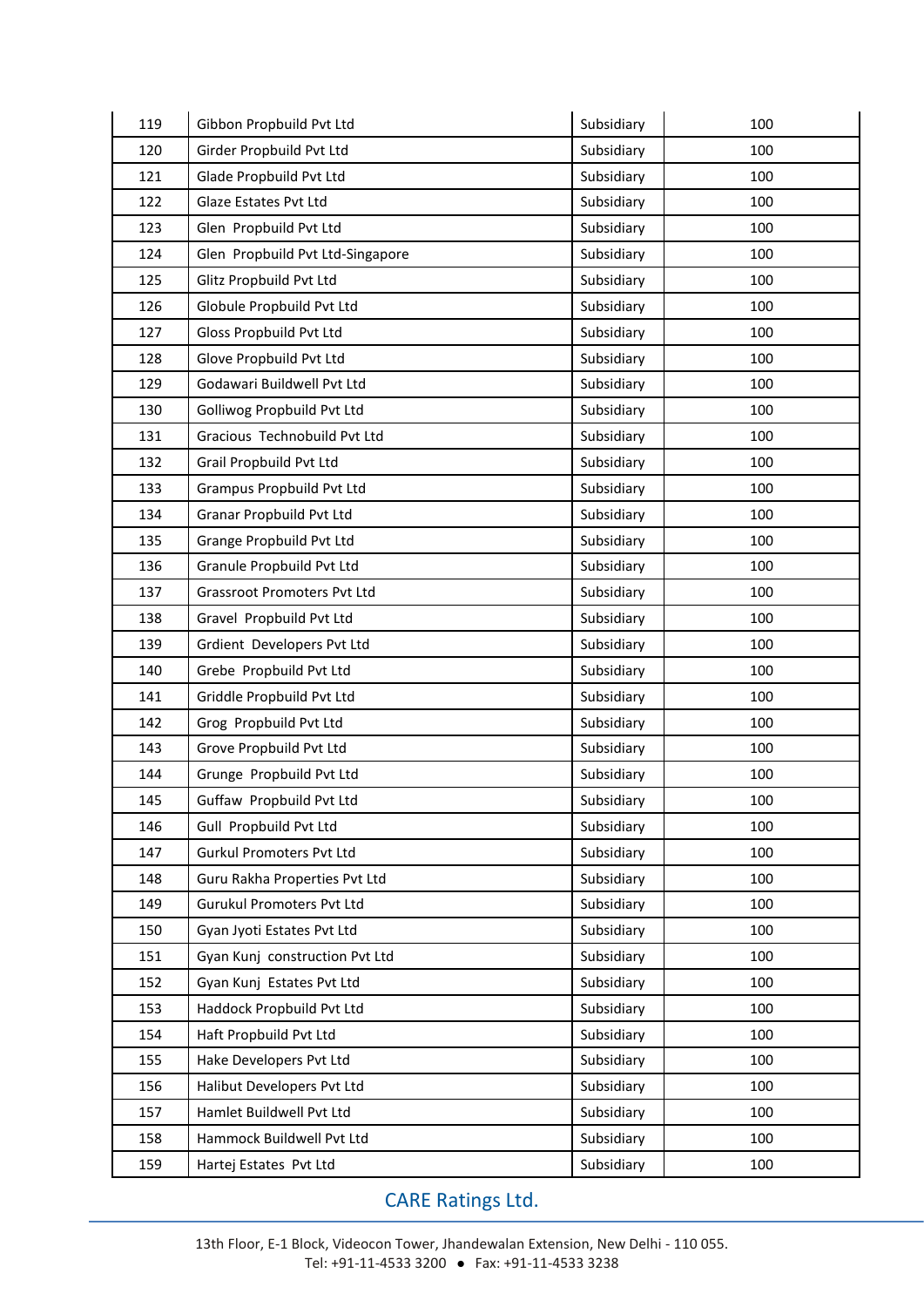| | | | |
|---|---|---|---|
| 119 | Gibbon Propbuild Pvt Ltd | Subsidiary | 100 |
| 120 | Girder Propbuild Pvt Ltd | Subsidiary | 100 |
| 121 | Glade Propbuild Pvt Ltd | Subsidiary | 100 |
| 122 | Glaze Estates Pvt Ltd | Subsidiary | 100 |
| 123 | Glen Propbuild Pvt Ltd | Subsidiary | 100 |
| 124 | Glen Propbuild Pvt Ltd-Singapore | Subsidiary | 100 |
| 125 | Glitz Propbuild Pvt Ltd | Subsidiary | 100 |
| 126 | Globule Propbuild Pvt Ltd | Subsidiary | 100 |
| 127 | Gloss Propbuild Pvt Ltd | Subsidiary | 100 |
| 128 | Glove Propbuild Pvt Ltd | Subsidiary | 100 |
| 129 | Godawari Buildwell Pvt Ltd | Subsidiary | 100 |
| 130 | Golliwog Propbuild Pvt Ltd | Subsidiary | 100 |
| 131 | Gracious Technobuild Pvt Ltd | Subsidiary | 100 |
| 132 | Grail Propbuild Pvt Ltd | Subsidiary | 100 |
| 133 | Grampus Propbuild Pvt Ltd | Subsidiary | 100 |
| 134 | Granar Propbuild Pvt Ltd | Subsidiary | 100 |
| 135 | Grange Propbuild Pvt Ltd | Subsidiary | 100 |
| 136 | Granule Propbuild Pvt Ltd | Subsidiary | 100 |
| 137 | Grassroot Promoters Pvt Ltd | Subsidiary | 100 |
| 138 | Gravel Propbuild Pvt Ltd | Subsidiary | 100 |
| 139 | Grdient Developers Pvt Ltd | Subsidiary | 100 |
| 140 | Grebe Propbuild Pvt Ltd | Subsidiary | 100 |
| 141 | Griddle Propbuild Pvt Ltd | Subsidiary | 100 |
| 142 | Grog Propbuild Pvt Ltd | Subsidiary | 100 |
| 143 | Grove Propbuild Pvt Ltd | Subsidiary | 100 |
| 144 | Grunge Propbuild Pvt Ltd | Subsidiary | 100 |
| 145 | Guffaw Propbuild Pvt Ltd | Subsidiary | 100 |
| 146 | Gull Propbuild Pvt Ltd | Subsidiary | 100 |
| 147 | Gurkul Promoters Pvt Ltd | Subsidiary | 100 |
| 148 | Guru Rakha Properties Pvt Ltd | Subsidiary | 100 |
| 149 | Gurukul Promoters Pvt Ltd | Subsidiary | 100 |
| 150 | Gyan Jyoti Estates Pvt Ltd | Subsidiary | 100 |
| 151 | Gyan Kunj construction Pvt Ltd | Subsidiary | 100 |
| 152 | Gyan Kunj Estates Pvt Ltd | Subsidiary | 100 |
| 153 | Haddock Propbuild Pvt Ltd | Subsidiary | 100 |
| 154 | Haft Propbuild Pvt Ltd | Subsidiary | 100 |
| 155 | Hake Developers Pvt Ltd | Subsidiary | 100 |
| 156 | Halibut Developers Pvt Ltd | Subsidiary | 100 |
| 157 | Hamlet Buildwell Pvt Ltd | Subsidiary | 100 |
| 158 | Hammock Buildwell Pvt Ltd | Subsidiary | 100 |
| 159 | Hartej Estates Pvt Ltd | Subsidiary | 100 |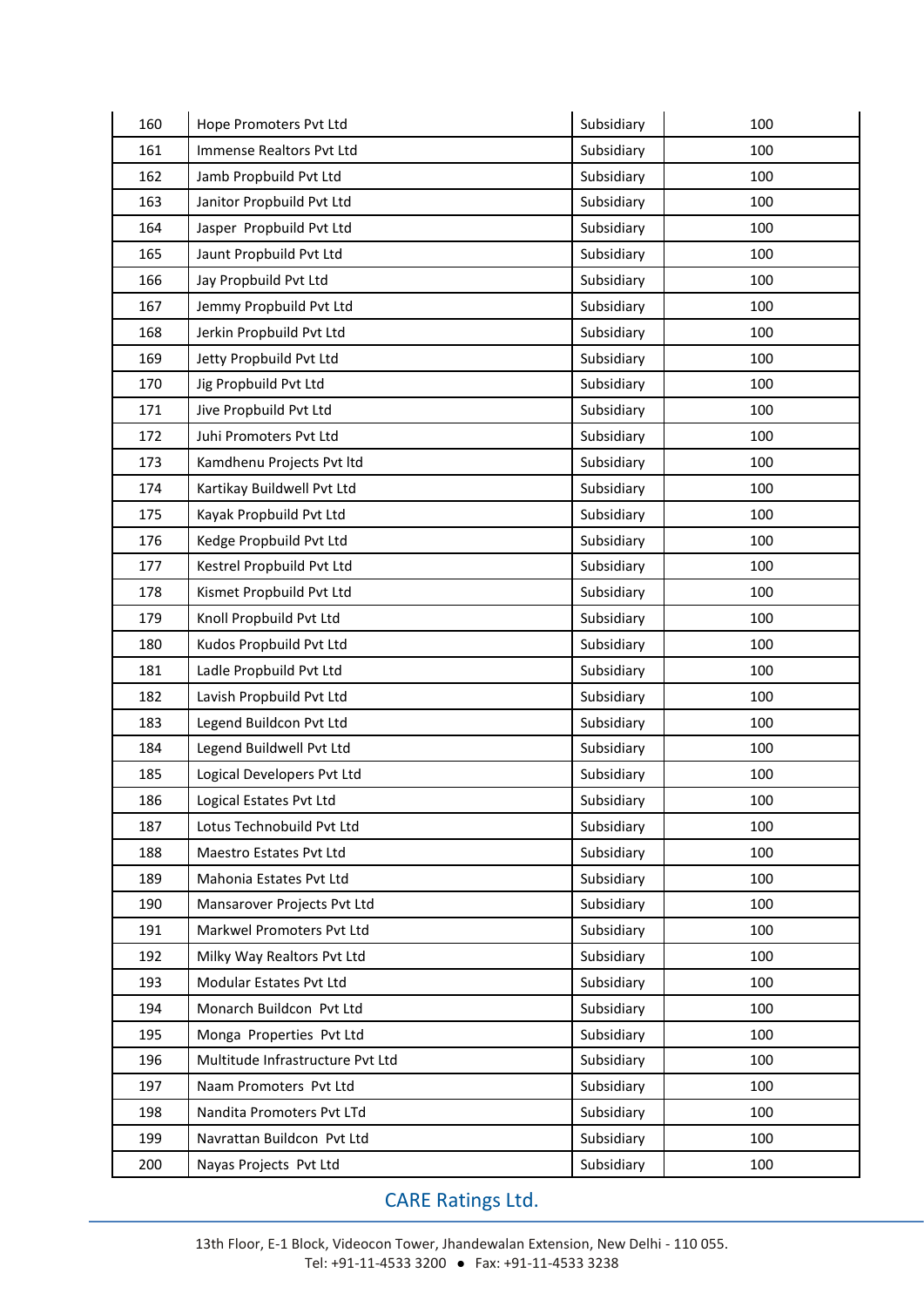| | | | |
|---|---|---|---|
| 160 | Hope Promoters Pvt Ltd | Subsidiary | 100 |
| 161 | Immense Realtors Pvt Ltd | Subsidiary | 100 |
| 162 | Jamb Propbuild Pvt Ltd | Subsidiary | 100 |
| 163 | Janitor Propbuild Pvt Ltd | Subsidiary | 100 |
| 164 | Jasper Propbuild Pvt Ltd | Subsidiary | 100 |
| 165 | Jaunt Propbuild Pvt Ltd | Subsidiary | 100 |
| 166 | Jay Propbuild Pvt Ltd | Subsidiary | 100 |
| 167 | Jemmy Propbuild Pvt Ltd | Subsidiary | 100 |
| 168 | Jerkin Propbuild Pvt Ltd | Subsidiary | 100 |
| 169 | Jetty Propbuild Pvt Ltd | Subsidiary | 100 |
| 170 | Jig Propbuild Pvt Ltd | Subsidiary | 100 |
| 171 | Jive Propbuild Pvt Ltd | Subsidiary | 100 |
| 172 | Juhi Promoters Pvt Ltd | Subsidiary | 100 |
| 173 | Kamdhenu Projects Pvt ltd | Subsidiary | 100 |
| 174 | Kartikay Buildwell Pvt Ltd | Subsidiary | 100 |
| 175 | Kayak Propbuild Pvt Ltd | Subsidiary | 100 |
| 176 | Kedge Propbuild Pvt Ltd | Subsidiary | 100 |
| 177 | Kestrel Propbuild Pvt Ltd | Subsidiary | 100 |
| 178 | Kismet Propbuild Pvt Ltd | Subsidiary | 100 |
| 179 | Knoll Propbuild Pvt Ltd | Subsidiary | 100 |
| 180 | Kudos Propbuild Pvt Ltd | Subsidiary | 100 |
| 181 | Ladle Propbuild Pvt Ltd | Subsidiary | 100 |
| 182 | Lavish Propbuild Pvt Ltd | Subsidiary | 100 |
| 183 | Legend Buildcon Pvt Ltd | Subsidiary | 100 |
| 184 | Legend Buildwell Pvt Ltd | Subsidiary | 100 |
| 185 | Logical Developers Pvt Ltd | Subsidiary | 100 |
| 186 | Logical Estates Pvt Ltd | Subsidiary | 100 |
| 187 | Lotus Technobuild Pvt Ltd | Subsidiary | 100 |
| 188 | Maestro Estates Pvt Ltd | Subsidiary | 100 |
| 189 | Mahonia Estates Pvt Ltd | Subsidiary | 100 |
| 190 | Mansarover Projects Pvt Ltd | Subsidiary | 100 |
| 191 | Markwel Promoters Pvt Ltd | Subsidiary | 100 |
| 192 | Milky Way Realtors Pvt Ltd | Subsidiary | 100 |
| 193 | Modular Estates Pvt Ltd | Subsidiary | 100 |
| 194 | Monarch Buildcon Pvt Ltd | Subsidiary | 100 |
| 195 | Monga Properties Pvt Ltd | Subsidiary | 100 |
| 196 | Multitude Infrastructure Pvt Ltd | Subsidiary | 100 |
| 197 | Naam Promoters Pvt Ltd | Subsidiary | 100 |
| 198 | Nandita Promoters Pvt LTd | Subsidiary | 100 |
| 199 | Navrattan Buildcon Pvt Ltd | Subsidiary | 100 |
| 200 | Nayas Projects Pvt Ltd | Subsidiary | 100 |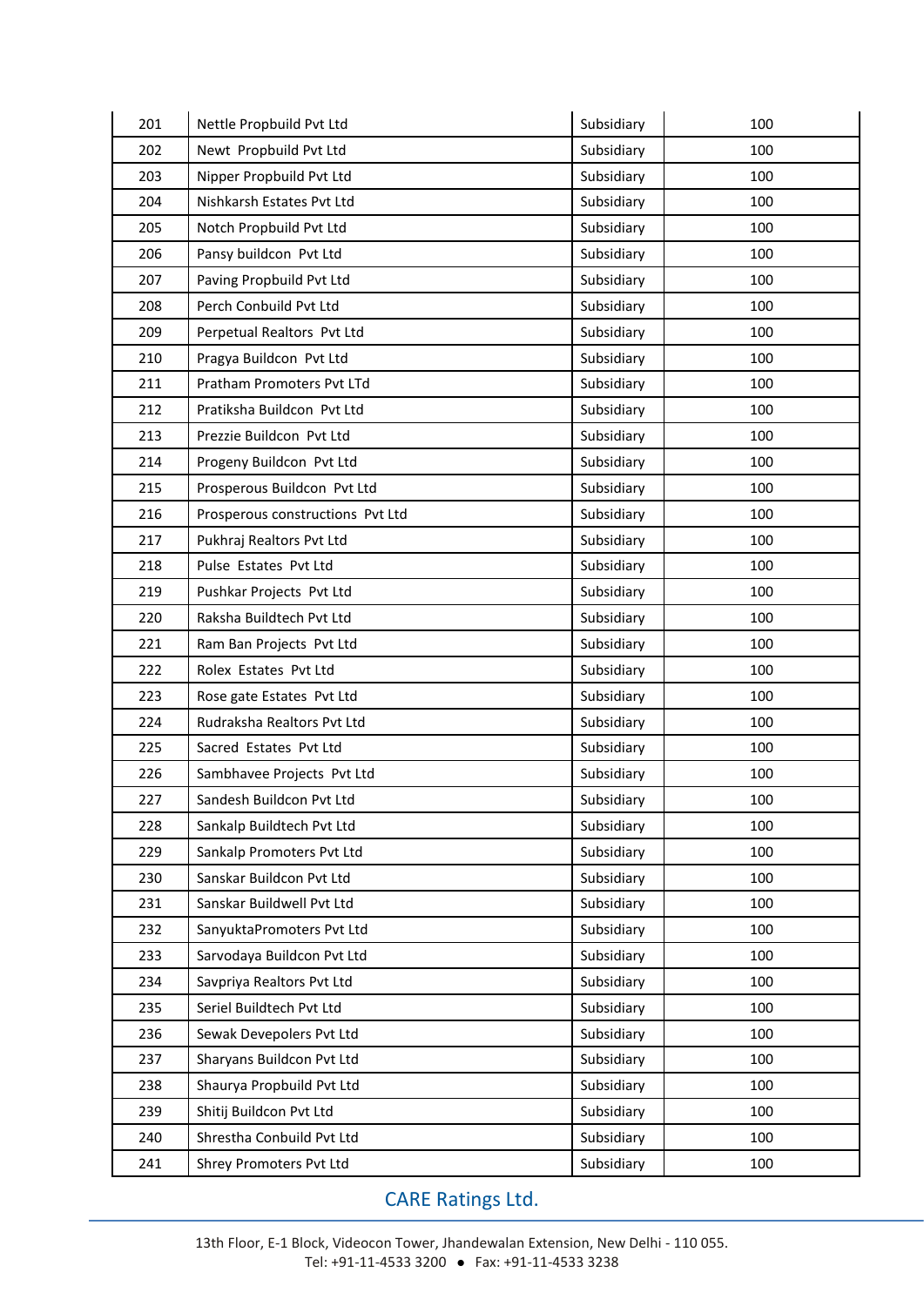| | | | |
|---|---|---|---|
| 201 | Nettle Propbuild Pvt Ltd | Subsidiary | 100 |
| 202 | Newt Propbuild Pvt Ltd | Subsidiary | 100 |
| 203 | Nipper Propbuild Pvt Ltd | Subsidiary | 100 |
| 204 | Nishkarsh Estates Pvt Ltd | Subsidiary | 100 |
| 205 | Notch Propbuild Pvt Ltd | Subsidiary | 100 |
| 206 | Pansy buildcon Pvt Ltd | Subsidiary | 100 |
| 207 | Paving Propbuild Pvt Ltd | Subsidiary | 100 |
| 208 | Perch Conbuild Pvt Ltd | Subsidiary | 100 |
| 209 | Perpetual Realtors Pvt Ltd | Subsidiary | 100 |
| 210 | Pragya Buildcon Pvt Ltd | Subsidiary | 100 |
| 211 | Pratham Promoters Pvt LTd | Subsidiary | 100 |
| 212 | Pratiksha Buildcon Pvt Ltd | Subsidiary | 100 |
| 213 | Prezzie Buildcon Pvt Ltd | Subsidiary | 100 |
| 214 | Progeny Buildcon Pvt Ltd | Subsidiary | 100 |
| 215 | Prosperous Buildcon Pvt Ltd | Subsidiary | 100 |
| 216 | Prosperous constructions Pvt Ltd | Subsidiary | 100 |
| 217 | Pukhraj Realtors Pvt Ltd | Subsidiary | 100 |
| 218 | Pulse Estates Pvt Ltd | Subsidiary | 100 |
| 219 | Pushkar Projects Pvt Ltd | Subsidiary | 100 |
| 220 | Raksha Buildtech Pvt Ltd | Subsidiary | 100 |
| 221 | Ram Ban Projects Pvt Ltd | Subsidiary | 100 |
| 222 | Rolex Estates Pvt Ltd | Subsidiary | 100 |
| 223 | Rose gate Estates Pvt Ltd | Subsidiary | 100 |
| 224 | Rudraksha Realtors Pvt Ltd | Subsidiary | 100 |
| 225 | Sacred Estates Pvt Ltd | Subsidiary | 100 |
| 226 | Sambhavee Projects Pvt Ltd | Subsidiary | 100 |
| 227 | Sandesh Buildcon Pvt Ltd | Subsidiary | 100 |
| 228 | Sankalp Buildtech Pvt Ltd | Subsidiary | 100 |
| 229 | Sankalp Promoters Pvt Ltd | Subsidiary | 100 |
| 230 | Sanskar Buildcon Pvt Ltd | Subsidiary | 100 |
| 231 | Sanskar Buildwell Pvt Ltd | Subsidiary | 100 |
| 232 | SanyuktaPromoters Pvt Ltd | Subsidiary | 100 |
| 233 | Sarvodaya Buildcon Pvt Ltd | Subsidiary | 100 |
| 234 | Savpriya Realtors Pvt Ltd | Subsidiary | 100 |
| 235 | Seriel Buildtech Pvt Ltd | Subsidiary | 100 |
| 236 | Sewak Devepolers Pvt Ltd | Subsidiary | 100 |
| 237 | Sharyans Buildcon Pvt Ltd | Subsidiary | 100 |
| 238 | Shaurya Propbuild Pvt Ltd | Subsidiary | 100 |
| 239 | Shitij Buildcon Pvt Ltd | Subsidiary | 100 |
| 240 | Shrestha Conbuild Pvt Ltd | Subsidiary | 100 |
| 241 | Shrey Promoters Pvt Ltd | Subsidiary | 100 |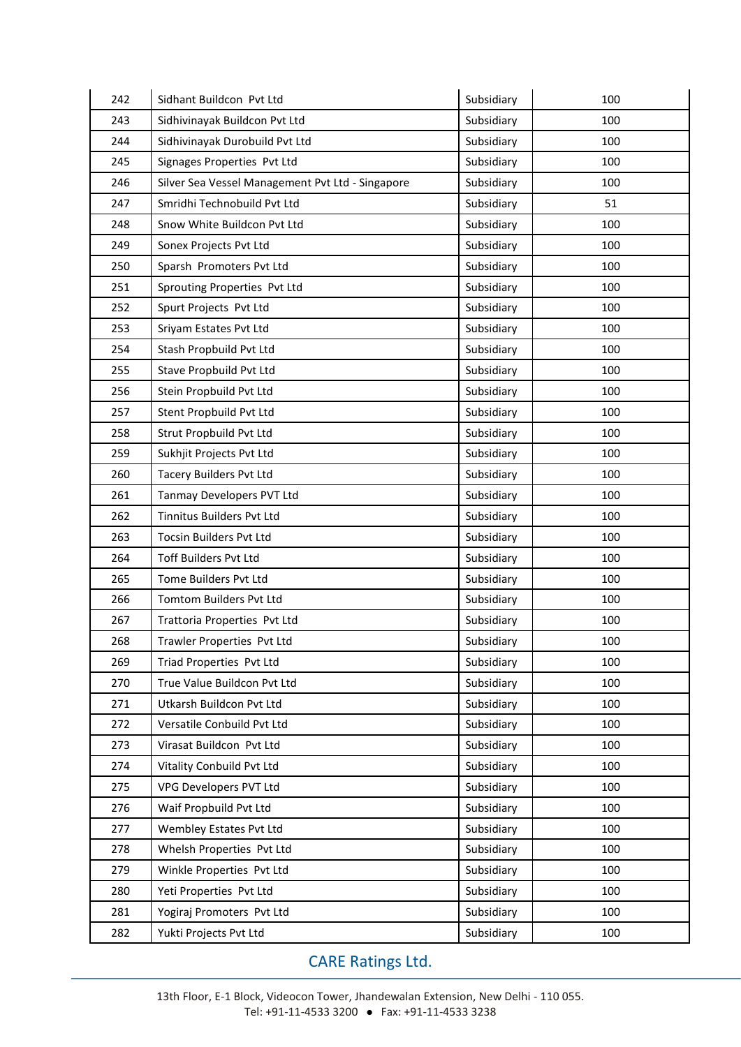| | | | |
|---|---|---|---|
| 242 | Sidhant Buildcon Pvt Ltd | Subsidiary | 100 |
| 243 | Sidhivinayak Buildcon Pvt Ltd | Subsidiary | 100 |
| 244 | Sidhivinayak Durobuild Pvt Ltd | Subsidiary | 100 |
| 245 | Signages Properties Pvt Ltd | Subsidiary | 100 |
| 246 | Silver Sea Vessel Management Pvt Ltd - Singapore | Subsidiary | 100 |
| 247 | Smridhi Technobuild Pvt Ltd | Subsidiary | 51 |
| 248 | Snow White Buildcon Pvt Ltd | Subsidiary | 100 |
| 249 | Sonex Projects Pvt Ltd | Subsidiary | 100 |
| 250 | Sparsh Promoters Pvt Ltd | Subsidiary | 100 |
| 251 | Sprouting Properties Pvt Ltd | Subsidiary | 100 |
| 252 | Spurt Projects Pvt Ltd | Subsidiary | 100 |
| 253 | Sriyam Estates Pvt Ltd | Subsidiary | 100 |
| 254 | Stash Propbuild Pvt Ltd | Subsidiary | 100 |
| 255 | Stave Propbuild Pvt Ltd | Subsidiary | 100 |
| 256 | Stein Propbuild Pvt Ltd | Subsidiary | 100 |
| 257 | Stent Propbuild Pvt Ltd | Subsidiary | 100 |
| 258 | Strut Propbuild Pvt Ltd | Subsidiary | 100 |
| 259 | Sukhjit Projects Pvt Ltd | Subsidiary | 100 |
| 260 | Tacery Builders Pvt Ltd | Subsidiary | 100 |
| 261 | Tanmay Developers PVT Ltd | Subsidiary | 100 |
| 262 | Tinnitus Builders Pvt Ltd | Subsidiary | 100 |
| 263 | Tocsin Builders Pvt Ltd | Subsidiary | 100 |
| 264 | Toff Builders Pvt Ltd | Subsidiary | 100 |
| 265 | Tome Builders Pvt Ltd | Subsidiary | 100 |
| 266 | Tomtom Builders Pvt Ltd | Subsidiary | 100 |
| 267 | Trattoria Properties Pvt Ltd | Subsidiary | 100 |
| 268 | Trawler Properties Pvt Ltd | Subsidiary | 100 |
| 269 | Triad Properties Pvt Ltd | Subsidiary | 100 |
| 270 | True Value Buildcon Pvt Ltd | Subsidiary | 100 |
| 271 | Utkarsh Buildcon Pvt Ltd | Subsidiary | 100 |
| 272 | Versatile Conbuild Pvt Ltd | Subsidiary | 100 |
| 273 | Virasat Buildcon Pvt Ltd | Subsidiary | 100 |
| 274 | Vitality Conbuild Pvt Ltd | Subsidiary | 100 |
| 275 | VPG Developers PVT Ltd | Subsidiary | 100 |
| 276 | Waif Propbuild Pvt Ltd | Subsidiary | 100 |
| 277 | Wembley Estates Pvt Ltd | Subsidiary | 100 |
| 278 | Whelsh Properties Pvt Ltd | Subsidiary | 100 |
| 279 | Winkle Properties Pvt Ltd | Subsidiary | 100 |
| 280 | Yeti Properties Pvt Ltd | Subsidiary | 100 |
| 281 | Yogiraj Promoters Pvt Ltd | Subsidiary | 100 |
| 282 | Yukti Projects Pvt Ltd | Subsidiary | 100 |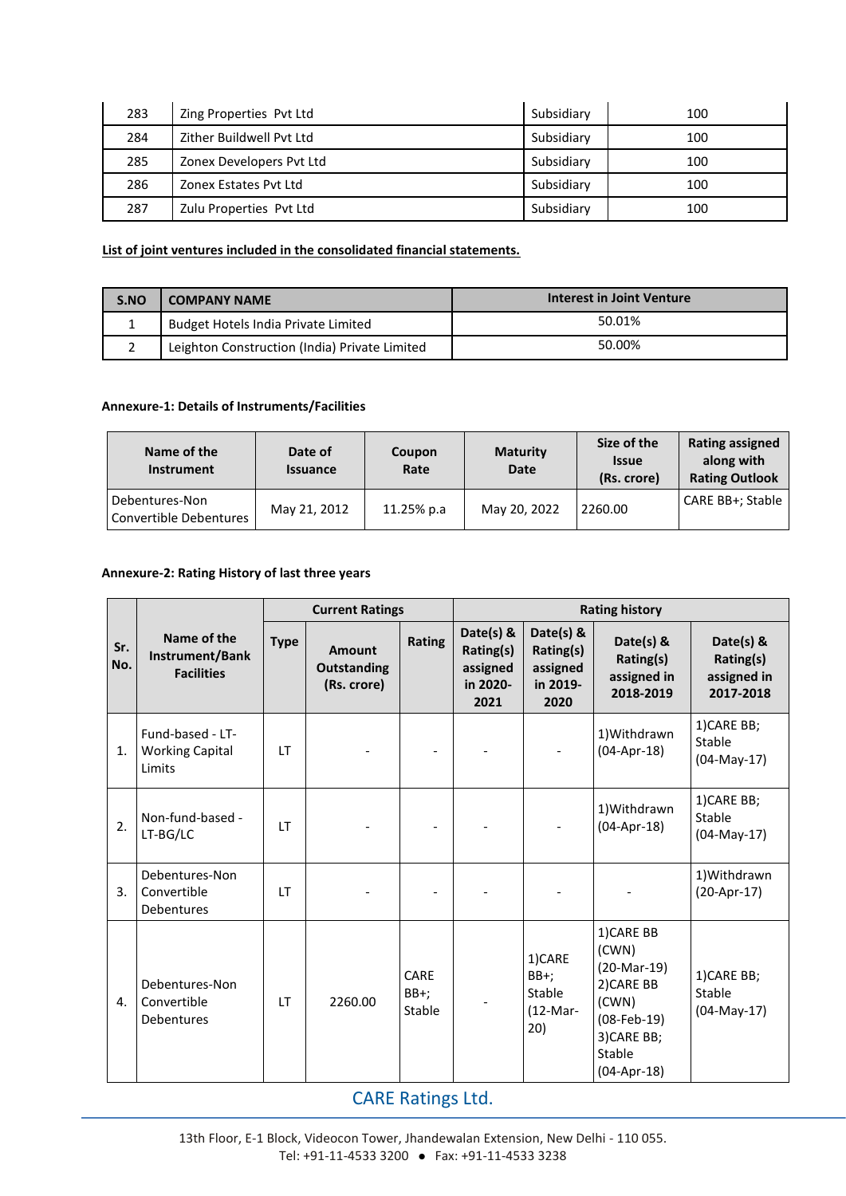| | | | |
|---|---|---|---|
| 283 | Zing Properties Pvt Ltd | Subsidiary | 100 |
| 284 | Zither Buildwell Pvt Ltd | Subsidiary | 100 |
| 285 | Zonex Developers Pvt Ltd | Subsidiary | 100 |
| 286 | Zonex Estates Pvt Ltd | Subsidiary | 100 |
| 287 | Zulu Properties Pvt Ltd | Subsidiary | 100 |

**List of joint ventures included in the consolidated financial statements.**

| S.NO | COMPANY NAME | Interest in Joint Venture |
|---|---|---|
| 1 | Budget Hotels India Private Limited | 50.01% |
| 2 | Leighton Construction (India) Private Limited | 50.00% |

**Annexure-1: Details of Instruments/Facilities**

| Name of the Instrument | Date of Issuance | Coupon Rate | Maturity Date | Size of the Issue (Rs. crore) | Rating assigned along with Rating Outlook |
|---|---|---|---|---|---|
| Debentures-Non Convertible Debentures | May 21, 2012 | 11.25% p.a | May 20, 2022 | 2260.00 | CARE BB+; Stable |

**Annexure-2: Rating History of last three years**

| Sr. No. | Name of the Instrument/Bank Facilities | Current Ratings | | | Rating history | | | |
|---|---|---|---|---|---|---|---|---|
| | | Type | Amount Outstanding (Rs. crore) | Rating | Date(s) & Rating(s) assigned in 2020-2021 | Date(s) & Rating(s) assigned in 2019-2020 | Date(s) & Rating(s) assigned in 2018-2019 | Date(s) & Rating(s) assigned in 2017-2018 |
| 1. | Fund-based - LT-Working Capital Limits | LT | - | - | - | - | 1)Withdrawn (04-Apr-18) | 1)CARE BB; Stable (04-May-17) |
| 2. | Non-fund-based - LT-BG/LC | LT | - | - | - | - | 1)Withdrawn (04-Apr-18) | 1)CARE BB; Stable (04-May-17) |
| 3. | Debentures-Non Convertible Debentures | LT | - | - | - | - | - | 1)Withdrawn (20-Apr-17) |
| 4. | Debentures-Non Convertible Debentures | LT | 2260.00 | CARE BB+; Stable | - | 1)CARE BB+; Stable (12-Mar-20) | 1)CARE BB (CWN) (20-Mar-19) 2)CARE BB (CWN) (08-Feb-19) 3)CARE BB; Stable (04-Apr-18) | 1)CARE BB; Stable (04-May-17) |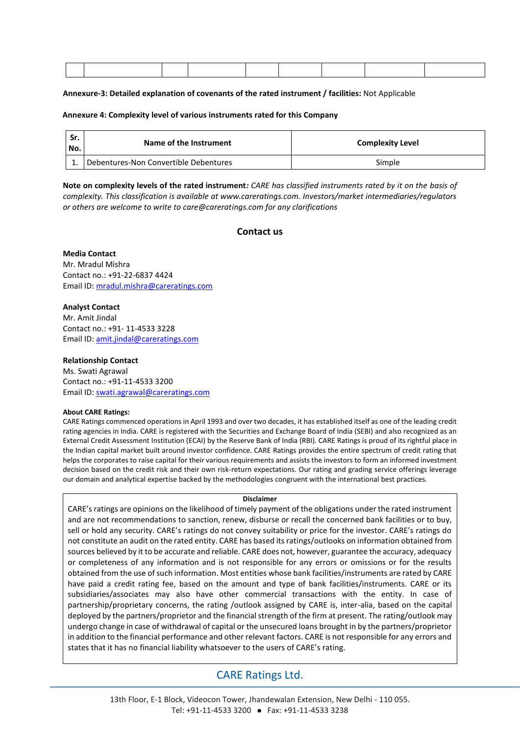| | | | | | | | | |
|---|---|---|---|---|---|---|---|---|
| | | | | | | | | |

**Annexure-3: Detailed explanation of covenants of the rated instrument / facilities:** Not Applicable

**Annexure 4: Complexity level of various instruments rated for this Company**

| Sr. No. | Name of the Instrument | Complexity Level |
|---|---|---|
| 1. | Debentures-Non Convertible Debentures | Simple |

**Note on complexity levels of the rated instrument***: CARE has classified instruments rated by it on the basis of complexity. This classification is available at www.careratings.com. Investors/market intermediaries/regulators or others are welcome to write to care@careratings.com for any clarifications*

## Contact us

**Media Contact**
Mr. Mradul Mishra
Contact no.: +91-22-6837 4424
Email ID: mradul.mishra@careratings.com

**Analyst Contact**
Mr. Amit Jindal
Contact no.: +91- 11-4533 3228
Email ID: amit.jindal@careratings.com

**Relationship Contact**
Ms. Swati Agrawal
Contact no.: +91-11-4533 3200
Email ID: swati.agrawal@careratings.com

**About CARE Ratings:**
CARE Ratings commenced operations in April 1993 and over two decades, it has established itself as one of the leading credit rating agencies in India. CARE is registered with the Securities and Exchange Board of India (SEBI) and also recognized as an External Credit Assessment Institution (ECAI) by the Reserve Bank of India (RBI). CARE Ratings is proud of its rightful place in the Indian capital market built around investor confidence. CARE Ratings provides the entire spectrum of credit rating that helps the corporates to raise capital for their various requirements and assists the investors to form an informed investment decision based on the credit risk and their own risk-return expectations. Our rating and grading service offerings leverage our domain and analytical expertise backed by the methodologies congruent with the international best practices.

**Disclaimer**

CARE's ratings are opinions on the likelihood of timely payment of the obligations under the rated instrument and are not recommendations to sanction, renew, disburse or recall the concerned bank facilities or to buy, sell or hold any security. CARE's ratings do not convey suitability or price for the investor. CARE's ratings do not constitute an audit on the rated entity. CARE has based its ratings/outlooks on information obtained from sources believed by it to be accurate and reliable. CARE does not, however, guarantee the accuracy, adequacy or completeness of any information and is not responsible for any errors or omissions or for the results obtained from the use of such information. Most entities whose bank facilities/instruments are rated by CARE have paid a credit rating fee, based on the amount and type of bank facilities/instruments. CARE or its subsidiaries/associates may also have other commercial transactions with the entity. In case of partnership/proprietary concerns, the rating /outlook assigned by CARE is, inter-alia, based on the capital deployed by the partners/proprietor and the financial strength of the firm at present. The rating/outlook may undergo change in case of withdrawal of capital or the unsecured loans brought in by the partners/proprietor in addition to the financial performance and other relevant factors. CARE is not responsible for any errors and states that it has no financial liability whatsoever to the users of CARE's rating.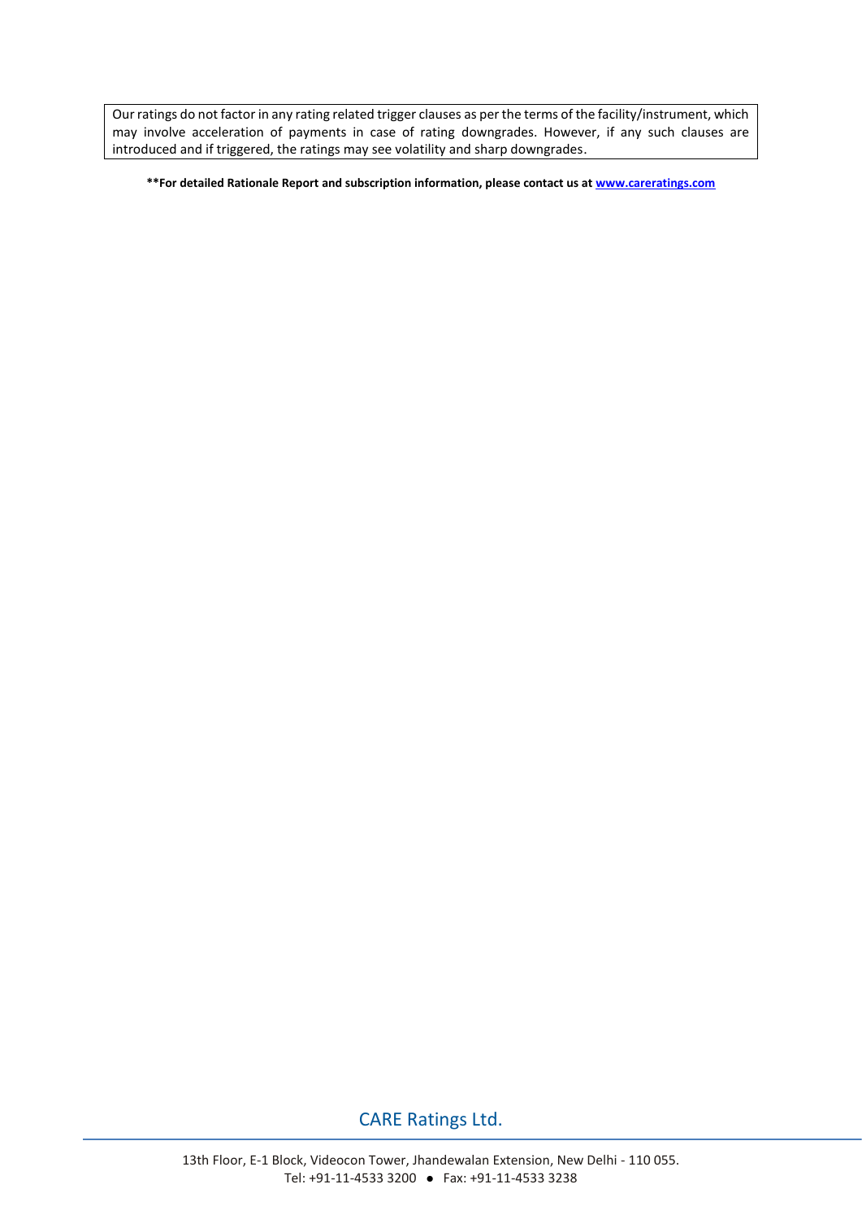Our ratings do not factor in any rating related trigger clauses as per the terms of the facility/instrument, which may involve acceleration of payments in case of rating downgrades. However, if any such clauses are introduced and if triggered, the ratings may see volatility and sharp downgrades.

**\*\*For detailed Rationale Report and subscription information, please contact us at [www.careratings.com](http://www.careratings.com)**

CARE Ratings Ltd.

13th Floor, E-1 Block, Videocon Tower, Jhandewalan Extension, New Delhi - 110 055.
Tel: +91-11-4533 3200 ● Fax: +91-11-4533 3238